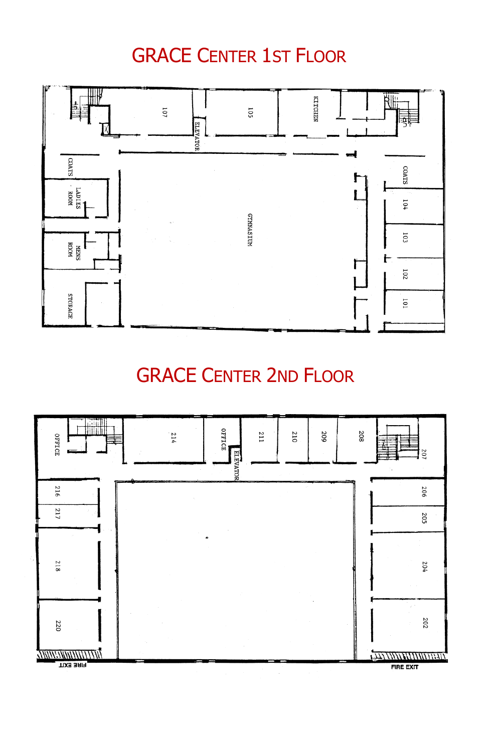# GRACE CENTER 1ST FLOOR

107

ELEVATOR

105

KITCHEN

COATS

LADIES ROOM

MENS ROOM

STORAGE

GYMNASIUM

COATS

104

103

102

101

# GRACE CENTER 2ND FLOOR

OFFICE

214

OFFICE

ELEVATOR

211

210

209

208

207

216

217

218

220

206

205

204

202

FIRE EXIT

FIRE EXIT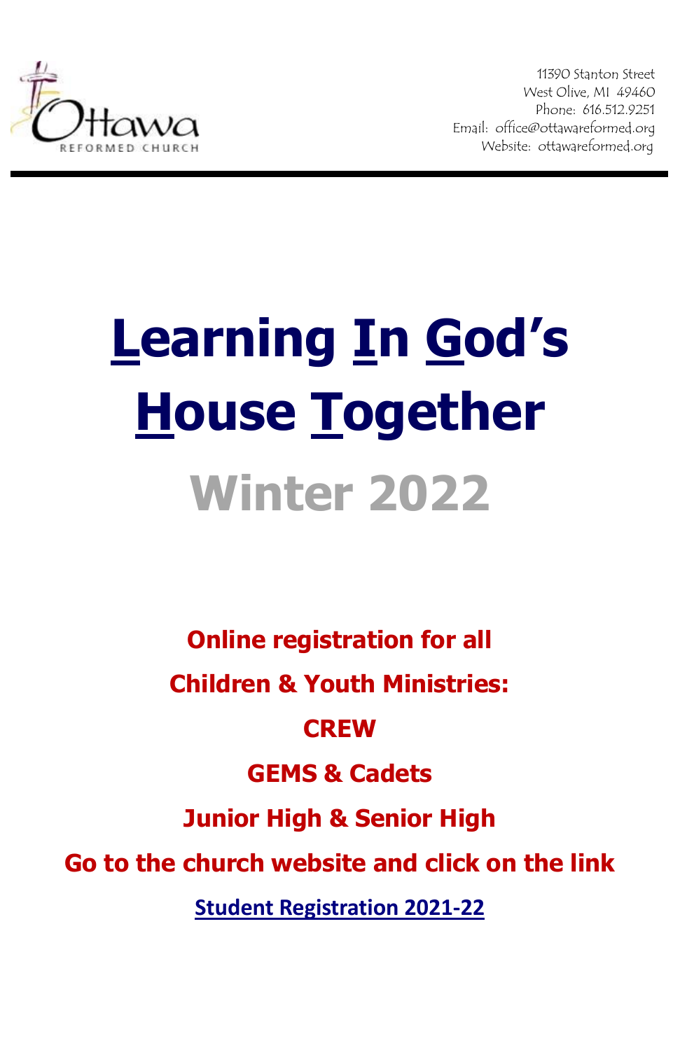Ottawa Reformed Church

11390 Stanton Street
West Olive, MI 49460
Phone: 616.512.9251
Email: office@ottawareformed.org
Website: ottawareformed.org

# Learning In God's House Together

## Winter 2022

**Online registration for all**

**Children & Youth Ministries:**

**CREW**

**GEMS & Cadets**

**Junior High & Senior High**

**Go to the church website and click on the link**

**Student Registration 2021-22**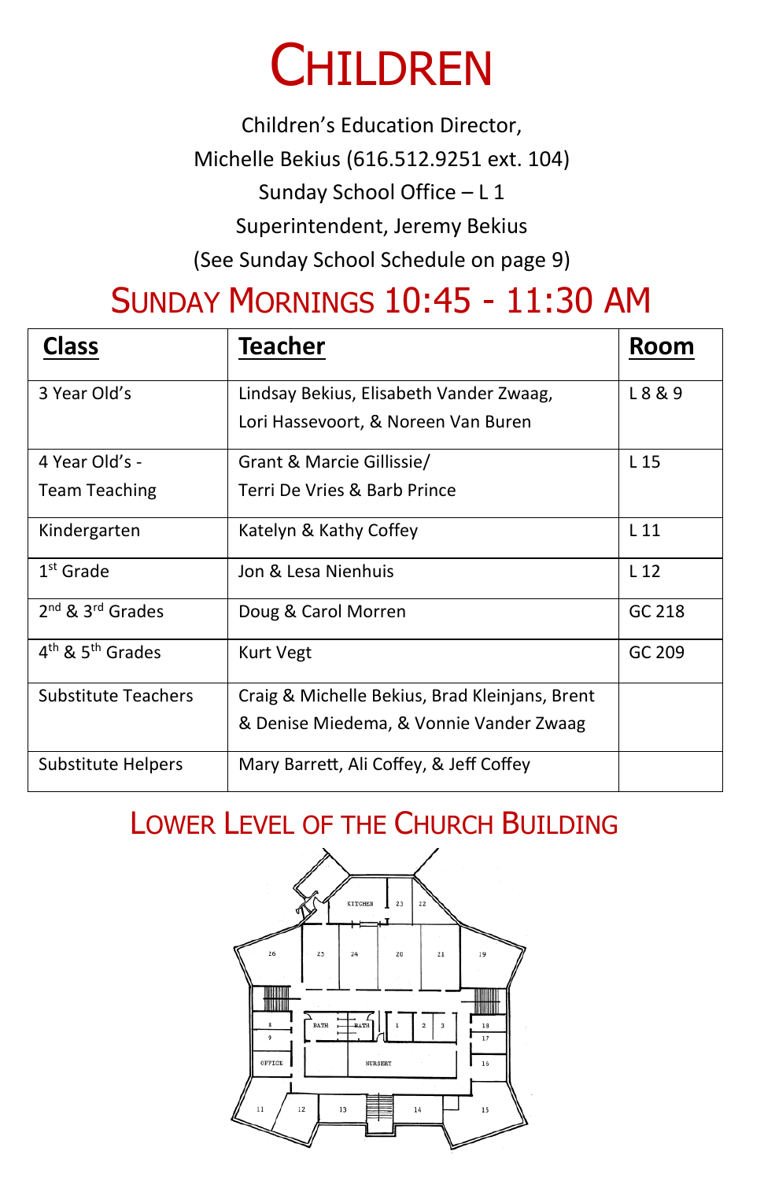# CHILDREN

Children's Education Director,

Michelle Bekius (616.512.9251 ext. 104)

Sunday School Office – L 1

Superintendent, Jeremy Bekius

(See Sunday School Schedule on page 9)

## SUNDAY MORNINGS 10:45 - 11:30 AM

| Class | Teacher | Room |
|---|---|---|
| 3 Year Old's | Lindsay Bekius, Elisabeth Vander Zwaag, Lori Hassevoort, & Noreen Van Buren | L 8 & 9 |
| 4 Year Old's - Team Teaching | Grant & Marcie Gillissie/ Terri De Vries & Barb Prince | L 15 |
| Kindergarten | Katelyn & Kathy Coffey | L 11 |
| 1st Grade | Jon & Lesa Nienhuis | L 12 |
| 2nd & 3rd Grades | Doug & Carol Morren | GC 218 |
| 4th & 5th Grades | Kurt Vegt | GC 209 |
| Substitute Teachers | Craig & Michelle Bekius, Brad Kleinjans, Brent & Denise Miedema, & Vonnie Vander Zwaag | |
| Substitute Helpers | Mary Barrett, Ali Coffey, & Jeff Coffey | |

## LOWER LEVEL OF THE CHURCH BUILDING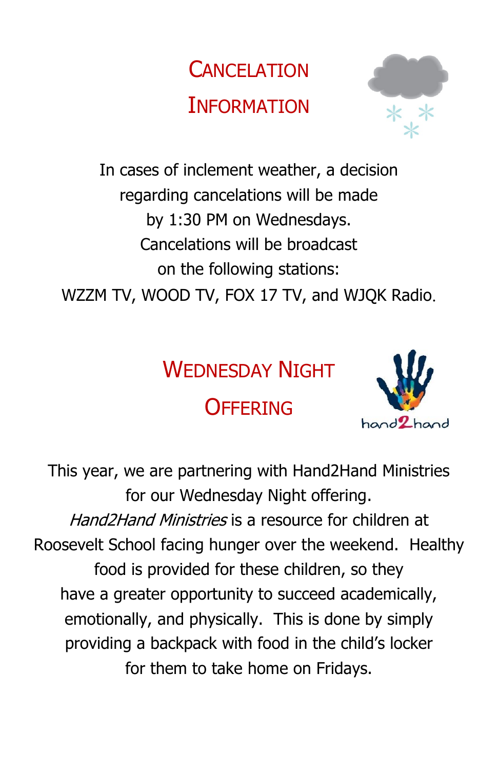## Cancelation Information

In cases of inclement weather, a decision regarding cancelations will be made by 1:30 PM on Wednesdays. Cancelations will be broadcast on the following stations:
WZZM TV, WOOD TV, FOX 17 TV, and WJQK Radio.

## Wednesday Night Offering

This year, we are partnering with Hand2Hand Ministries for our Wednesday Night offering. *Hand2Hand Ministries* is a resource for children at Roosevelt School facing hunger over the weekend. Healthy food is provided for these children, so they have a greater opportunity to succeed academically, emotionally, and physically. This is done by simply providing a backpack with food in the child's locker for them to take home on Fridays.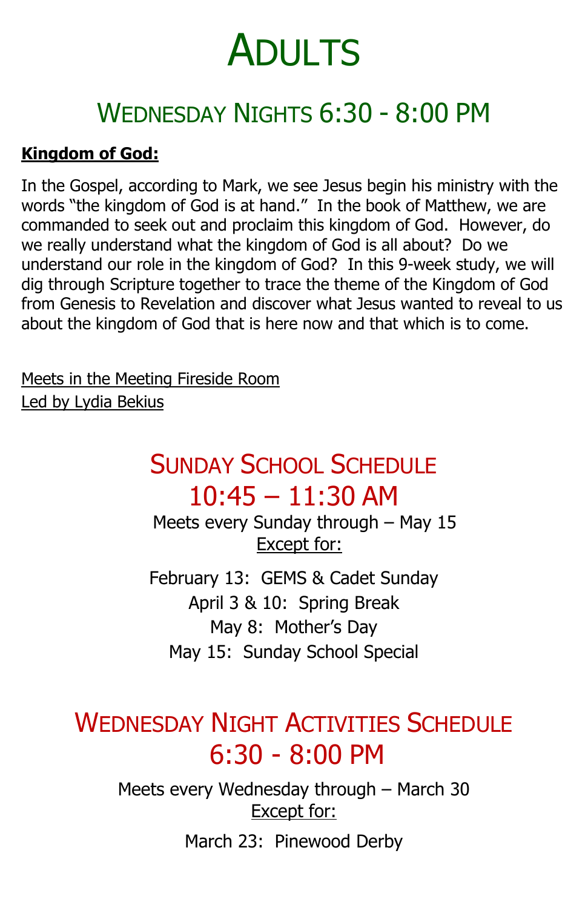# Adults

## Wednesday Nights 6:30 - 8:00 PM

**Kingdom of God:**

In the Gospel, according to Mark, we see Jesus begin his ministry with the words "the kingdom of God is at hand." In the book of Matthew, we are commanded to seek out and proclaim this kingdom of God. However, do we really understand what the kingdom of God is all about? Do we understand our role in the kingdom of God? In this 9-week study, we will dig through Scripture together to trace the theme of the Kingdom of God from Genesis to Revelation and discover what Jesus wanted to reveal to us about the kingdom of God that is here now and that which is to come.

Meets in the Meeting Fireside Room

Led by Lydia Bekius

## Sunday School Schedule
## 10:45 – 11:30 AM

Meets every Sunday through – May 15

Except for:

February 13: GEMS & Cadet Sunday

April 3 & 10: Spring Break

May 8: Mother's Day

May 15: Sunday School Special

## Wednesday Night Activities Schedule
## 6:30 - 8:00 PM

Meets every Wednesday through – March 30

Except for:

March 23: Pinewood Derby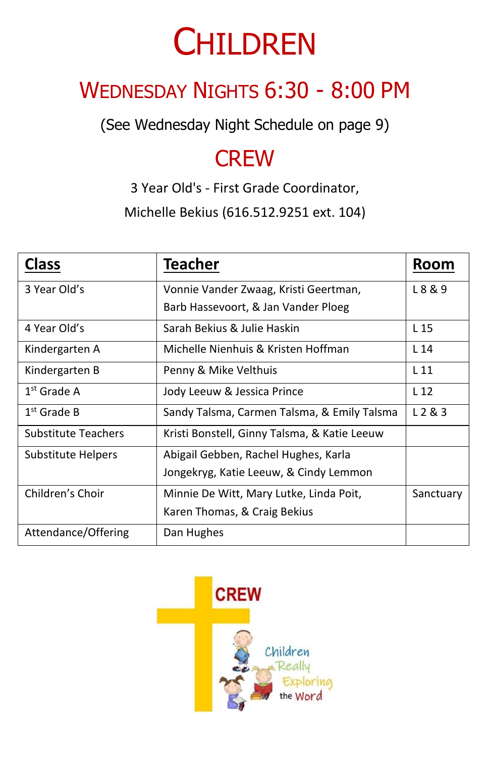# CHILDREN

## WEDNESDAY NIGHTS 6:30 - 8:00 PM

(See Wednesday Night Schedule on page 9)

## CREW

3 Year Old's - First Grade Coordinator,

Michelle Bekius (616.512.9251 ext. 104)

| Class | Teacher | Room |
|---|---|---|
| 3 Year Old's | Vonnie Vander Zwaag, Kristi Geertman, Barb Hassevoort, & Jan Vander Ploeg | L 8 & 9 |
| 4 Year Old's | Sarah Bekius & Julie Haskin | L 15 |
| Kindergarten A | Michelle Nienhuis & Kristen Hoffman | L 14 |
| Kindergarten B | Penny & Mike Velthuis | L 11 |
| 1st Grade A | Jody Leeuw & Jessica Prince | L 12 |
| 1st Grade B | Sandy Talsma, Carmen Talsma, & Emily Talsma | L 2 & 3 |
| Substitute Teachers | Kristi Bonstell, Ginny Talsma, & Katie Leeuw | |
| Substitute Helpers | Abigail Gebben, Rachel Hughes, Karla Jongekryg, Katie Leeuw, & Cindy Lemmon | |
| Children's Choir | Minnie De Witt, Mary Lutke, Linda Poit, Karen Thomas, & Craig Bekius | Sanctuary |
| Attendance/Offering | Dan Hughes | |

CREW

Children Really Exploring the Word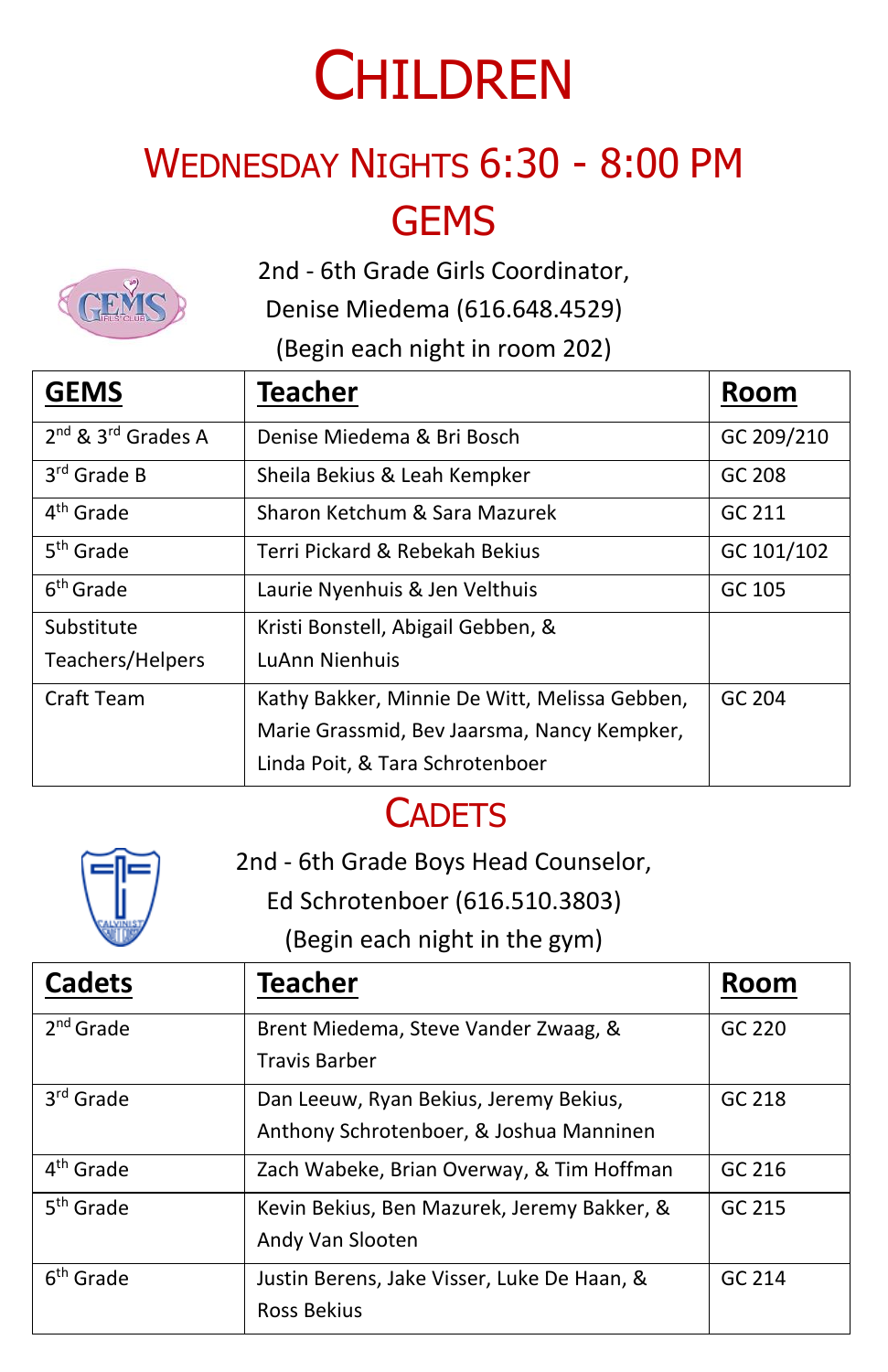# Children

## Wednesday Nights 6:30 - 8:00 PM

## GEMS

2nd - 6th Grade Girls Coordinator,
Denise Miedema (616.648.4529)
(Begin each night in room 202)

| **GEMS** | **Teacher** | **Room** |
|---|---|---|
| 2nd & 3rd Grades A | Denise Miedema & Bri Bosch | GC 209/210 |
| 3rd Grade B | Sheila Bekius & Leah Kempker | GC 208 |
| 4th Grade | Sharon Ketchum & Sara Mazurek | GC 211 |
| 5th Grade | Terri Pickard & Rebekah Bekius | GC 101/102 |
| 6th Grade | Laurie Nyenhuis & Jen Velthuis | GC 105 |
| Substitute Teachers/Helpers | Kristi Bonstell, Abigail Gebben, & LuAnn Nienhuis | |
| Craft Team | Kathy Bakker, Minnie De Witt, Melissa Gebben, Marie Grassmid, Bev Jaarsma, Nancy Kempker, Linda Poit, & Tara Schrotenboer | GC 204 |

## Cadets

2nd - 6th Grade Boys Head Counselor,
Ed Schrotenboer (616.510.3803)
(Begin each night in the gym)

| **Cadets** | **Teacher** | **Room** |
|---|---|---|
| 2nd Grade | Brent Miedema, Steve Vander Zwaag, & Travis Barber | GC 220 |
| 3rd Grade | Dan Leeuw, Ryan Bekius, Jeremy Bekius, Anthony Schrotenboer, & Joshua Manninen | GC 218 |
| 4th Grade | Zach Wabeke, Brian Overway, & Tim Hoffman | GC 216 |
| 5th Grade | Kevin Bekius, Ben Mazurek, Jeremy Bakker, & Andy Van Slooten | GC 215 |
| 6th Grade | Justin Berens, Jake Visser, Luke De Haan, & Ross Bekius | GC 214 |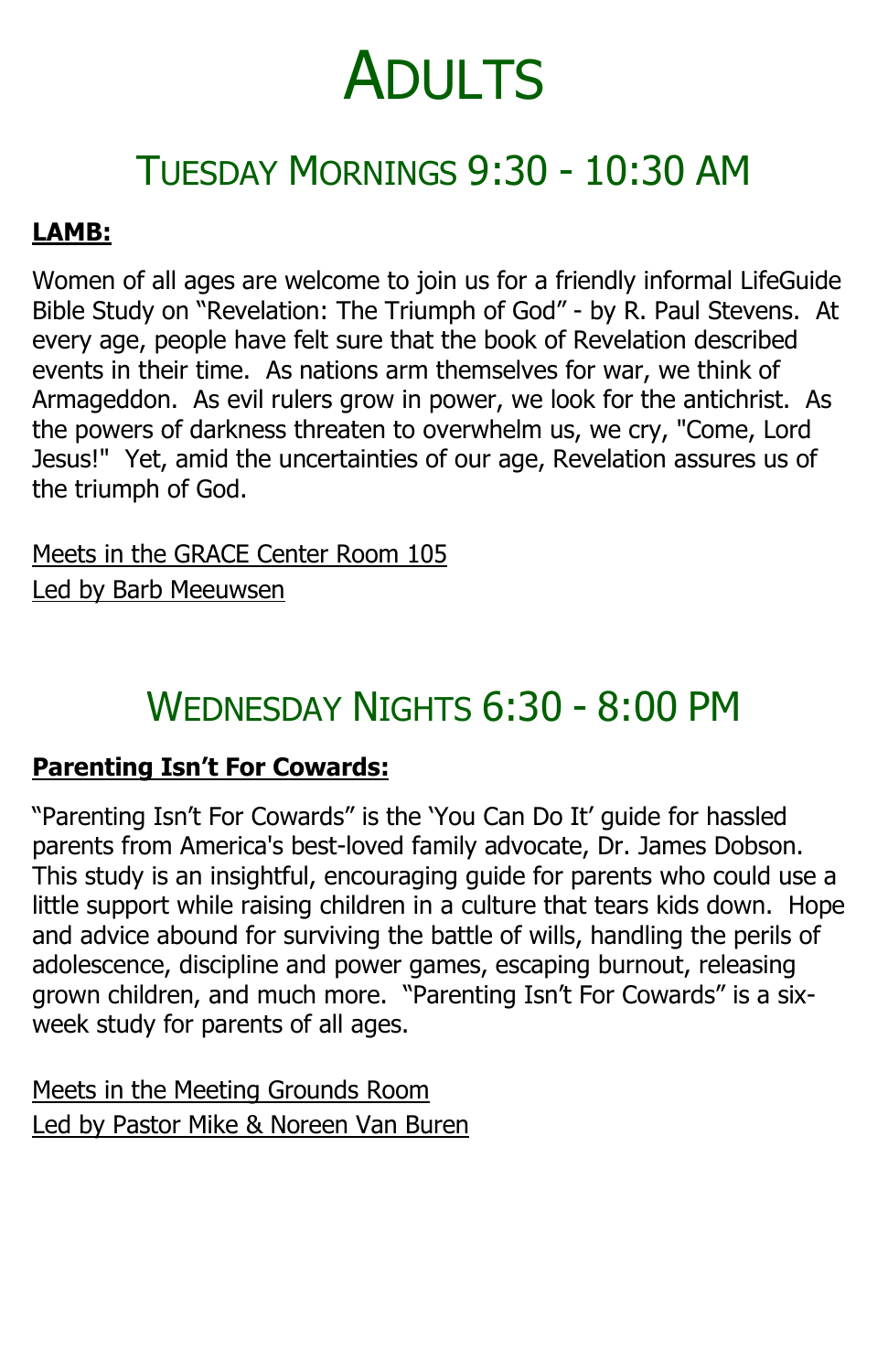# Adults

## Tuesday Mornings 9:30 - 10:30 AM

**LAMB:**

Women of all ages are welcome to join us for a friendly informal LifeGuide Bible Study on "Revelation: The Triumph of God" - by R. Paul Stevens. At every age, people have felt sure that the book of Revelation described events in their time. As nations arm themselves for war, we think of Armageddon. As evil rulers grow in power, we look for the antichrist. As the powers of darkness threaten to overwhelm us, we cry, "Come, Lord Jesus!" Yet, amid the uncertainties of our age, Revelation assures us of the triumph of God.

Meets in the GRACE Center Room 105
Led by Barb Meeuwsen

## Wednesday Nights 6:30 - 8:00 PM

**Parenting Isn't For Cowards:**

"Parenting Isn't For Cowards" is the 'You Can Do It' guide for hassled parents from America's best-loved family advocate, Dr. James Dobson. This study is an insightful, encouraging guide for parents who could use a little support while raising children in a culture that tears kids down. Hope and advice abound for surviving the battle of wills, handling the perils of adolescence, discipline and power games, escaping burnout, releasing grown children, and much more. "Parenting Isn't For Cowards" is a six-week study for parents of all ages.

Meets in the Meeting Grounds Room
Led by Pastor Mike & Noreen Van Buren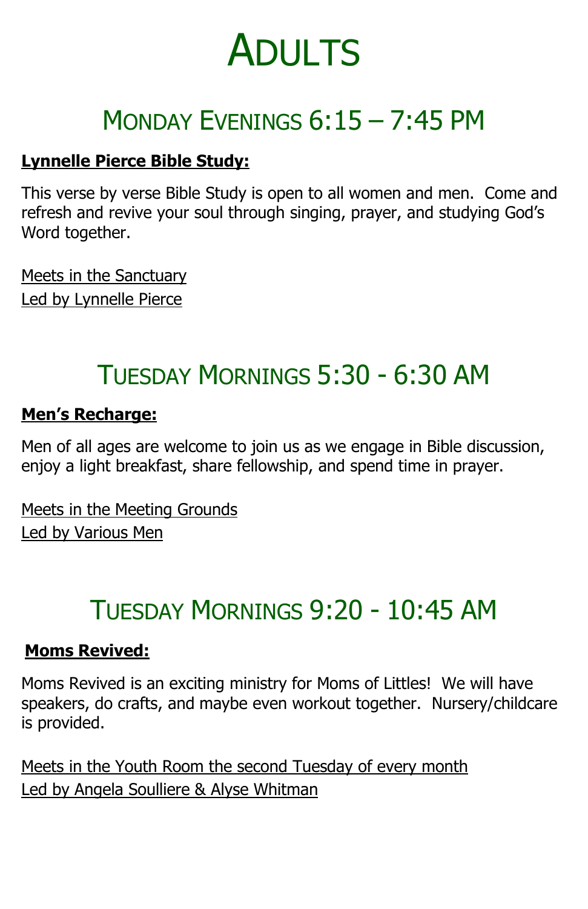# Adults

## Monday Evenings 6:15 – 7:45 PM

**Lynnelle Pierce Bible Study:**

This verse by verse Bible Study is open to all women and men.  Come and refresh and revive your soul through singing, prayer, and studying God's Word together.

Meets in the Sanctuary
Led by Lynnelle Pierce

## Tuesday Mornings 5:30 - 6:30 AM

**Men's Recharge:**

Men of all ages are welcome to join us as we engage in Bible discussion, enjoy a light breakfast, share fellowship, and spend time in prayer.

Meets in the Meeting Grounds
Led by Various Men

## Tuesday Mornings 9:20 - 10:45 AM

**Moms Revived:**

Moms Revived is an exciting ministry for Moms of Littles!  We will have speakers, do crafts, and maybe even workout together.  Nursery/childcare is provided.

Meets in the Youth Room the second Tuesday of every month
Led by Angela Soulliere & Alyse Whitman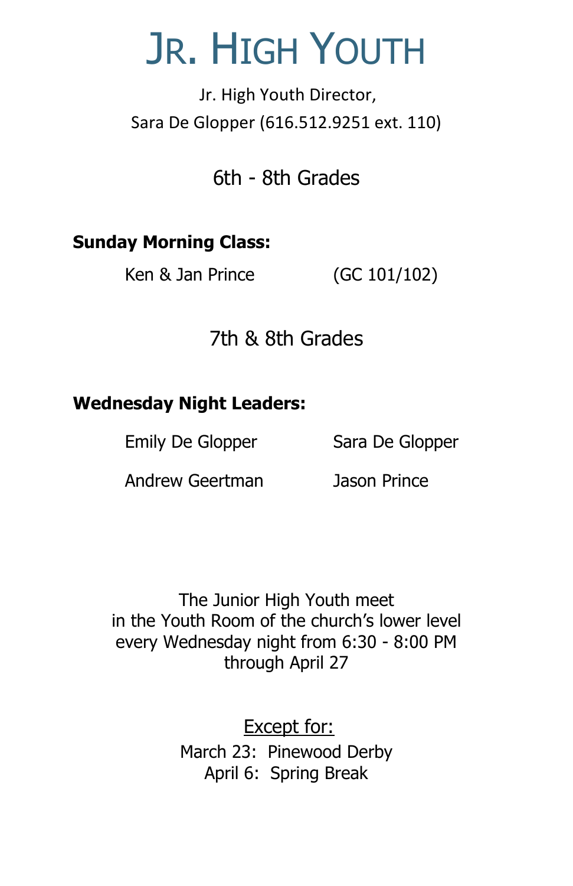# Jr. High Youth

Jr. High Youth Director,
Sara De Glopper (616.512.9251 ext. 110)

## 6th - 8th Grades

**Sunday Morning Class:**

Ken & Jan Prince (GC 101/102)

## 7th & 8th Grades

**Wednesday Night Leaders:**

Emily De Glopper
Sara De Glopper
Andrew Geertman
Jason Prince

The Junior High Youth meet
in the Youth Room of the church's lower level
every Wednesday night from 6:30 - 8:00 PM
through April 27

Except for:
March 23: Pinewood Derby
April 6: Spring Break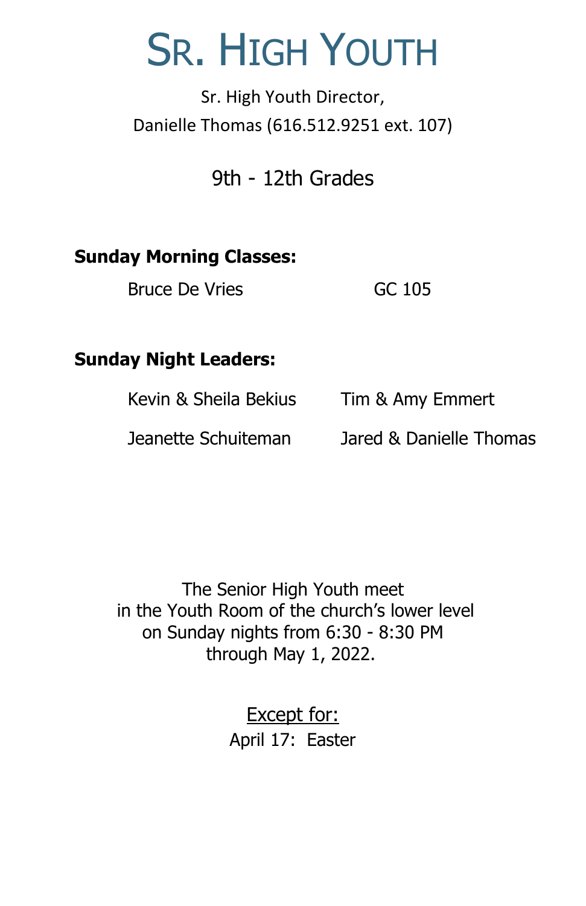# Sr. High Youth

Sr. High Youth Director,
Danielle Thomas (616.512.9251 ext. 107)

9th - 12th Grades

**Sunday Morning Classes:**

| | |
|---|---|
| Bruce De Vries | GC 105 |

**Sunday Night Leaders:**

| | |
|---|---|
| Kevin & Sheila Bekius | Tim & Amy Emmert |
| Jeanette Schuiteman | Jared & Danielle Thomas |

The Senior High Youth meet
in the Youth Room of the church's lower level
on Sunday nights from 6:30 - 8:30 PM
through May 1, 2022.

<u>Except for:</u>
April 17: Easter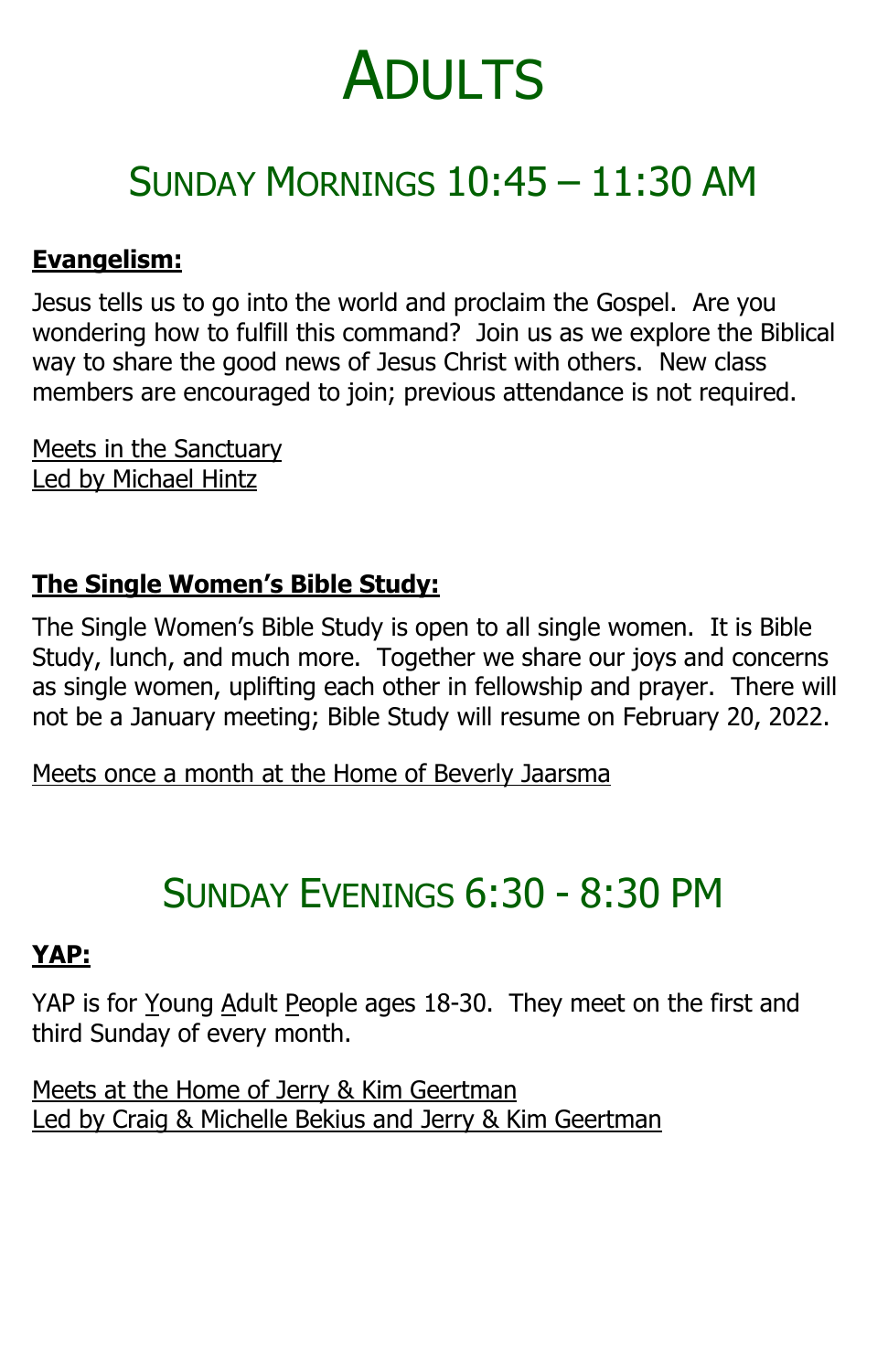# Adults

## Sunday Mornings 10:45 – 11:30 AM

**Evangelism:**

Jesus tells us to go into the world and proclaim the Gospel. Are you wondering how to fulfill this command? Join us as we explore the Biblical way to share the good news of Jesus Christ with others. New class members are encouraged to join; previous attendance is not required.

Meets in the Sanctuary
Led by Michael Hintz

**The Single Women's Bible Study:**

The Single Women's Bible Study is open to all single women. It is Bible Study, lunch, and much more. Together we share our joys and concerns as single women, uplifting each other in fellowship and prayer. There will not be a January meeting; Bible Study will resume on February 20, 2022.

Meets once a month at the Home of Beverly Jaarsma

## Sunday Evenings 6:30 - 8:30 PM

**YAP:**

YAP is for Young Adult People ages 18-30. They meet on the first and third Sunday of every month.

Meets at the Home of Jerry & Kim Geertman
Led by Craig & Michelle Bekius and Jerry & Kim Geertman